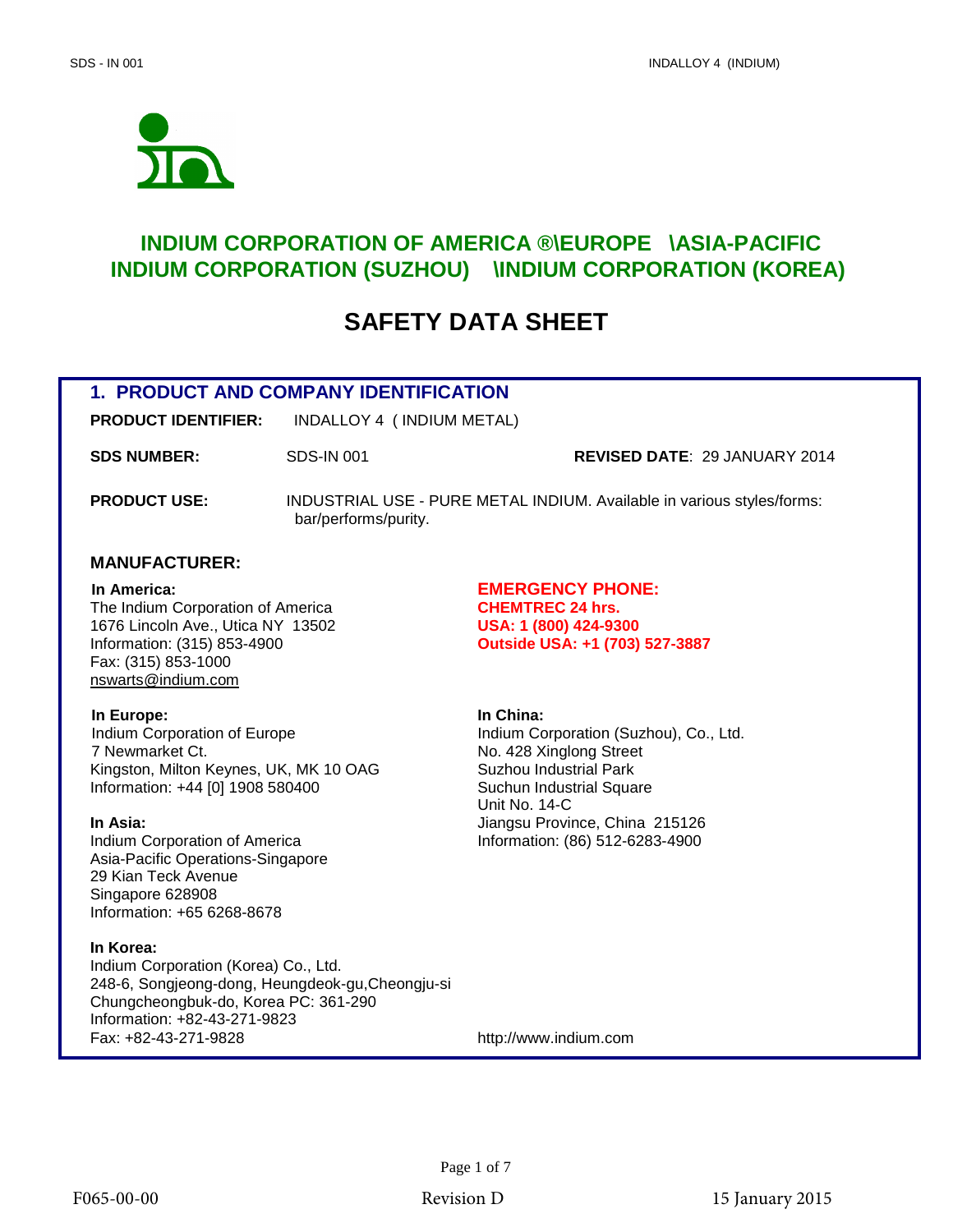# INDIUM CORPORATION OF AMERICA ®\EUROPE \ASIA-PACIFIC
# INDIUM CORPORATION (SUZHOU) \INDIUM CORPORATION (KOREA)

# SAFETY DATA SHEET

## 1. PRODUCT AND COMPANY IDENTIFICATION

**PRODUCT IDENTIFIER:** INDALLOY 4 ( INDIUM METAL)

**SDS NUMBER:** SDS-IN 001

**REVISED DATE**: 29 JANUARY 2014

**PRODUCT USE:** INDUSTRIAL USE - PURE METAL INDIUM. Available in various styles/forms: bar/performs/purity.

### MANUFACTURER:

**In America:**
The Indium Corporation of America
1676 Lincoln Ave., Utica NY 13502
Information: (315) 853-4900
Fax: (315) 853-1000
nswarts@indium.com

**EMERGENCY PHONE:**
**CHEMTREC 24 hrs.**
**USA: 1 (800) 424-9300**
**Outside USA: +1 (703) 527-3887**

**In Europe:**
Indium Corporation of Europe
7 Newmarket Ct.
Kingston, Milton Keynes, UK, MK 10 OAG
Information: +44 [0] 1908 580400

**In China:**
Indium Corporation (Suzhou), Co., Ltd.
No. 428 Xinglong Street
Suzhou Industrial Park
Suchun Industrial Square
Unit No. 14-C
Jiangsu Province, China 215126
Information: (86) 512-6283-4900

**In Asia:**
Indium Corporation of America
Asia-Pacific Operations-Singapore
29 Kian Teck Avenue
Singapore 628908
Information: +65 6268-8678

**In Korea:**
Indium Corporation (Korea) Co., Ltd.
248-6, Songjeong-dong, Heungdeok-gu,Cheongju-si
Chungcheongbuk-do, Korea PC: 361-290
Information: +82-43-271-9823
Fax: +82-43-271-9828

http://www.indium.com

F065-00-00 Revision D 15 January 2015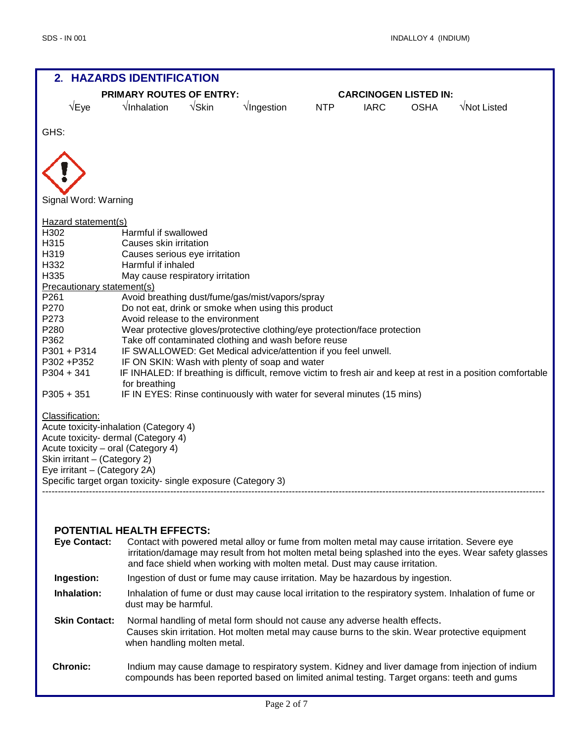## 2. HAZARDS IDENTIFICATION

| PRIMARY ROUTES OF ENTRY: | | | | CARCINOGEN LISTED IN: | | | |
|---|---|---|---|---|---|---|---|
| √Eye | √Inhalation | √Skin | √Ingestion | NTP | IARC | OSHA | √Not Listed |

GHS:

Signal Word: Warning

Hazard statement(s)

| | |
|---|---|
| H302 | Harmful if swallowed |
| H315 | Causes skin irritation |
| H319 | Causes serious eye irritation |
| H332 | Harmful if inhaled |
| H335 | May cause respiratory irritation |

Precautionary statement(s)

| | |
|---|---|
| P261 | Avoid breathing dust/fume/gas/mist/vapors/spray |
| P270 | Do not eat, drink or smoke when using this product |
| P273 | Avoid release to the environment |
| P280 | Wear protective gloves/protective clothing/eye protection/face protection |
| P362 | Take off contaminated clothing and wash before reuse |
| P301 + P314 | IF SWALLOWED: Get Medical advice/attention if you feel unwell. |
| P302 +P352 | IF ON SKIN: Wash with plenty of soap and water |
| P304 + 341 | IF INHALED: If breathing is difficult, remove victim to fresh air and keep at rest in a position comfortable for breathing |
| P305 + 351 | IF IN EYES: Rinse continuously with water for several minutes (15 mins) |

Classification:

Acute toxicity-inhalation (Category 4)
Acute toxicity- dermal (Category 4)
Acute toxicity – oral (Category 4)
Skin irritant – (Category 2)
Eye irritant – (Category 2A)
Specific target organ toxicity- single exposure (Category 3)

---

### POTENTIAL HEALTH EFFECTS:

**Eye Contact:** Contact with powered metal alloy or fume from molten metal may cause irritation. Severe eye irritation/damage may result from hot molten metal being splashed into the eyes. Wear safety glasses and face shield when working with molten metal. Dust may cause irritation.

**Ingestion:** Ingestion of dust or fume may cause irritation. May be hazardous by ingestion.

**Inhalation:** Inhalation of fume or dust may cause local irritation to the respiratory system. Inhalation of fume or dust may be harmful.

**Skin Contact:** Normal handling of metal form should not cause any adverse health effects. Causes skin irritation. Hot molten metal may cause burns to the skin. Wear protective equipment when handling molten metal.

**Chronic:** Indium may cause damage to respiratory system. Kidney and liver damage from injection of indium compounds has been reported based on limited animal testing. Target organs: teeth and gums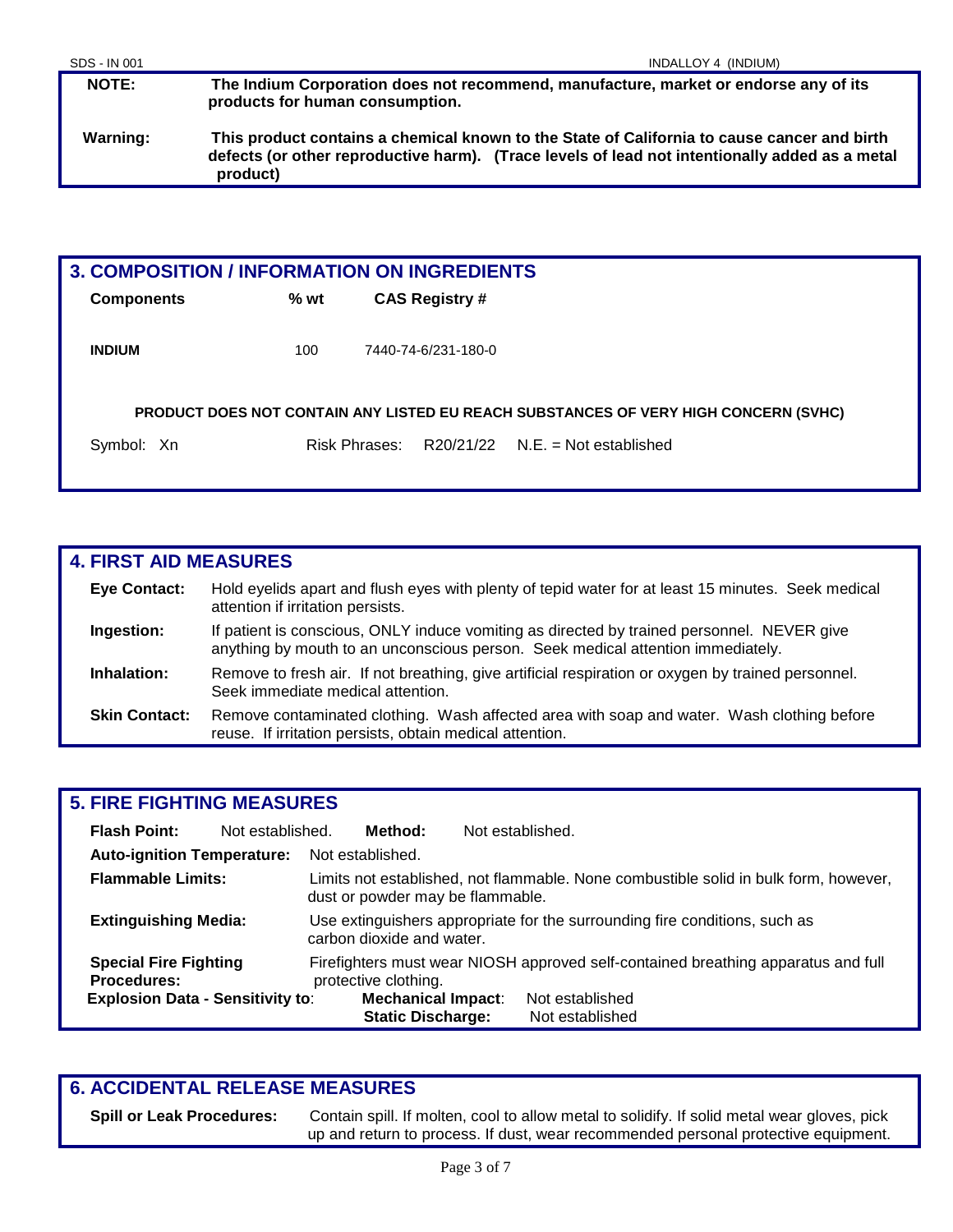| | |
|---|---|
| **NOTE:** | **The Indium Corporation does not recommend, manufacture, market or endorse any of its products for human consumption.** |
| **Warning:** | **This product contains a chemical known to the State of California to cause cancer and birth defects (or other reproductive harm). (Trace levels of lead not intentionally added as a metal product)** |

## 3. COMPOSITION / INFORMATION ON INGREDIENTS

| Components | % wt | CAS Registry # |
|---|---|---|
| **INDIUM** | 100 | 7440-74-6/231-180-0 |

**PRODUCT DOES NOT CONTAIN ANY LISTED EU REACH SUBSTANCES OF VERY HIGH CONCERN (SVHC)**

Symbol: Xn    Risk Phrases: R20/21/22    N.E. = Not established

## 4. FIRST AID MEASURES

**Eye Contact:** Hold eyelids apart and flush eyes with plenty of tepid water for at least 15 minutes. Seek medical attention if irritation persists.

**Ingestion:** If patient is conscious, ONLY induce vomiting as directed by trained personnel. NEVER give anything by mouth to an unconscious person. Seek medical attention immediately.

**Inhalation:** Remove to fresh air. If not breathing, give artificial respiration or oxygen by trained personnel. Seek immediate medical attention.

**Skin Contact:** Remove contaminated clothing. Wash affected area with soap and water. Wash clothing before reuse. If irritation persists, obtain medical attention.

## 5. FIRE FIGHTING MEASURES

**Flash Point:** Not established.    **Method:** Not established.

**Auto-ignition Temperature:** Not established.

**Flammable Limits:** Limits not established, not flammable. None combustible solid in bulk form, however, dust or powder may be flammable.

**Extinguishing Media:** Use extinguishers appropriate for the surrounding fire conditions, such as carbon dioxide and water.

**Special Fire Fighting Procedures:** Firefighters must wear NIOSH approved self-contained breathing apparatus and full protective clothing.

**Explosion Data - Sensitivity to:**
- **Mechanical Impact:** Not established
- **Static Discharge:** Not established

## 6. ACCIDENTAL RELEASE MEASURES

**Spill or Leak Procedures:** Contain spill. If molten, cool to allow metal to solidify. If solid metal wear gloves, pick up and return to process. If dust, wear recommended personal protective equipment.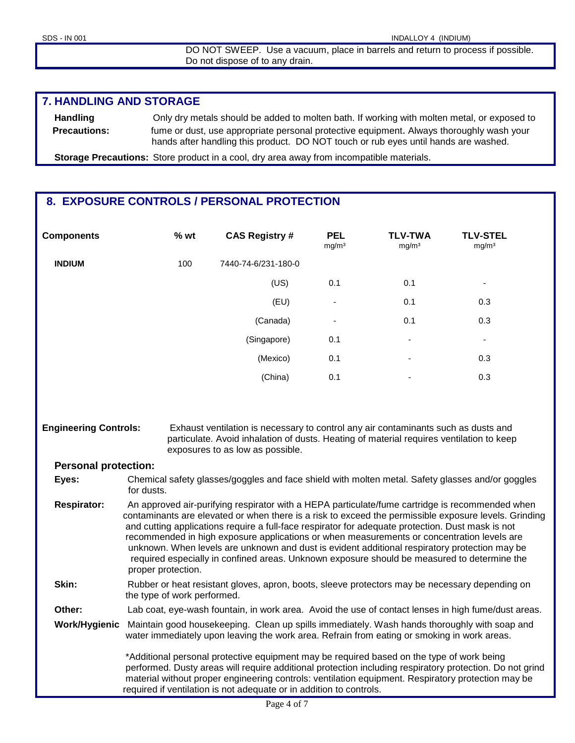DO NOT SWEEP. Use a vacuum, place in barrels and return to process if possible. Do not dispose of to any drain.

## 7. HANDLING AND STORAGE

**Handling Precautions:** Only dry metals should be added to molten bath. If working with molten metal, or exposed to fume or dust, use appropriate personal protective equipment. Always thoroughly wash your hands after handling this product. DO NOT touch or rub eyes until hands are washed.

**Storage Precautions:** Store product in a cool, dry area away from incompatible materials.

## 8. EXPOSURE CONTROLS / PERSONAL PROTECTION

| Components | % wt | CAS Registry # | PEL mg/m³ | TLV-TWA mg/m³ | TLV-STEL mg/m³ |
|---|---|---|---|---|---|
| **INDIUM** | 100 | 7440-74-6/231-180-0 | | | |
| | | (US) | 0.1 | 0.1 | - |
| | | (EU) | - | 0.1 | 0.3 |
| | | (Canada) | - | 0.1 | 0.3 |
| | | (Singapore) | 0.1 | - | - |
| | | (Mexico) | 0.1 | - | 0.3 |
| | | (China) | 0.1 | - | 0.3 |

**Engineering Controls:** Exhaust ventilation is necessary to control any air contaminants such as dusts and particulate. Avoid inhalation of dusts. Heating of material requires ventilation to keep exposures to as low as possible.

**Personal protection:**

**Eyes:** Chemical safety glasses/goggles and face shield with molten metal. Safety glasses and/or goggles for dusts.

**Respirator:** An approved air-purifying respirator with a HEPA particulate/fume cartridge is recommended when contaminants are elevated or when there is a risk to exceed the permissible exposure levels. Grinding and cutting applications require a full-face respirator for adequate protection. Dust mask is not recommended in high exposure applications or when measurements or concentration levels are unknown. When levels are unknown and dust is evident additional respiratory protection may be required especially in confined areas. Unknown exposure should be measured to determine the proper protection.

**Skin:** Rubber or heat resistant gloves, apron, boots, sleeve protectors may be necessary depending on the type of work performed.

**Other:** Lab coat, eye-wash fountain, in work area. Avoid the use of contact lenses in high fume/dust areas.

**Work/Hygienic** Maintain good housekeeping. Clean up spills immediately. Wash hands thoroughly with soap and water immediately upon leaving the work area. Refrain from eating or smoking in work areas.

*Additional personal protective equipment may be required based on the type of work being performed. Dusty areas will require additional protection including respiratory protection. Do not grind material without proper engineering controls: ventilation equipment. Respiratory protection may be required if ventilation is not adequate or in addition to controls.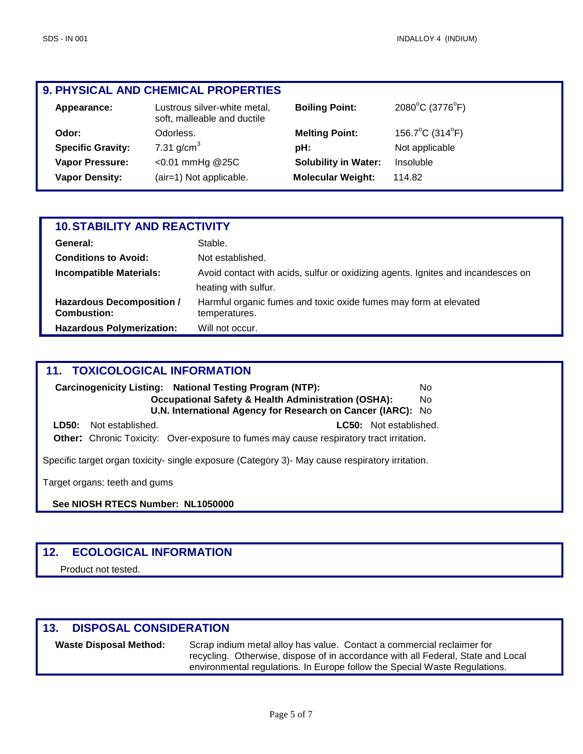## 9. PHYSICAL AND CHEMICAL PROPERTIES

| | | | |
|---|---|---|---|
| **Appearance:** | Lustrous silver-white metal, soft, malleable and ductile | **Boiling Point:** | 2080°C (3776°F) |
| **Odor:** | Odorless. | **Melting Point:** | 156.7°C (314°F) |
| **Specific Gravity:** | 7.31 g/cm$^3$ | **pH:** | Not applicable |
| **Vapor Pressure:** | <0.01 mmHg @25C | **Solubility in Water:** | Insoluble |
| **Vapor Density:** | (air=1) Not applicable. | **Molecular Weight:** | 114.82 |

## 10. STABILITY AND REACTIVITY

| | |
|---|---|
| **General:** | Stable. |
| **Conditions to Avoid:** | Not established. |
| **Incompatible Materials:** | Avoid contact with acids, sulfur or oxidizing agents. Ignites and incandesces on heating with sulfur. |
| **Hazardous Decomposition / Combustion:** | Harmful organic fumes and toxic oxide fumes may form at elevated temperatures. |
| **Hazardous Polymerization:** | Will not occur. |

## 11. TOXICOLOGICAL INFORMATION

**Carcinogenicity Listing:**

| | |
|---|---|
| **National Testing Program (NTP):** | No |
| **Occupational Safety & Health Administration (OSHA):** | No |
| **U.N. International Agency for Research on Cancer (IARC):** | No |

**LD50:** Not established. **LC50:** Not established.

**Other:** Chronic Toxicity: Over-exposure to fumes may cause respiratory tract irritation.

Specific target organ toxicity- single exposure (Category 3)- May cause respiratory irritation.

Target organs: teeth and gums

**See NIOSH RTECS Number: NL1050000**

## 12. ECOLOGICAL INFORMATION

Product not tested.

## 13. DISPOSAL CONSIDERATION

**Waste Disposal Method:** Scrap indium metal alloy has value. Contact a commercial reclaimer for recycling. Otherwise, dispose of in accordance with all Federal, State and Local environmental regulations. In Europe follow the Special Waste Regulations.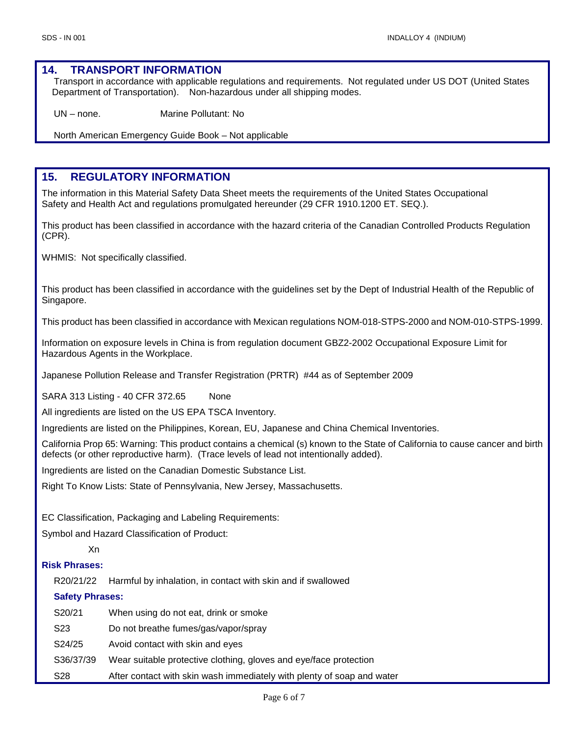## 14. TRANSPORT INFORMATION

Transport in accordance with applicable regulations and requirements. Not regulated under US DOT (United States Department of Transportation). Non-hazardous under all shipping modes.

UN – none. Marine Pollutant: No

North American Emergency Guide Book – Not applicable

## 15. REGULATORY INFORMATION

The information in this Material Safety Data Sheet meets the requirements of the United States Occupational Safety and Health Act and regulations promulgated hereunder (29 CFR 1910.1200 ET. SEQ.).

This product has been classified in accordance with the hazard criteria of the Canadian Controlled Products Regulation (CPR).

WHMIS: Not specifically classified.

This product has been classified in accordance with the guidelines set by the Dept of Industrial Health of the Republic of Singapore.

This product has been classified in accordance with Mexican regulations NOM-018-STPS-2000 and NOM-010-STPS-1999.

Information on exposure levels in China is from regulation document GBZ2-2002 Occupational Exposure Limit for Hazardous Agents in the Workplace.

Japanese Pollution Release and Transfer Registration (PRTR) #44 as of September 2009

SARA 313 Listing - 40 CFR 372.65 None

All ingredients are listed on the US EPA TSCA Inventory.

Ingredients are listed on the Philippines, Korean, EU, Japanese and China Chemical Inventories.

California Prop 65: Warning: This product contains a chemical (s) known to the State of California to cause cancer and birth defects (or other reproductive harm). (Trace levels of lead not intentionally added).

Ingredients are listed on the Canadian Domestic Substance List.

Right To Know Lists: State of Pennsylvania, New Jersey, Massachusetts.

EC Classification, Packaging and Labeling Requirements:

Symbol and Hazard Classification of Product:

Xn

**Risk Phrases:**

| | |
|---|---|
| R20/21/22 | Harmful by inhalation, in contact with skin and if swallowed |

**Safety Phrases:**

| | |
|---|---|
| S20/21 | When using do not eat, drink or smoke |
| S23 | Do not breathe fumes/gas/vapor/spray |
| S24/25 | Avoid contact with skin and eyes |
| S36/37/39 | Wear suitable protective clothing, gloves and eye/face protection |
| S28 | After contact with skin wash immediately with plenty of soap and water |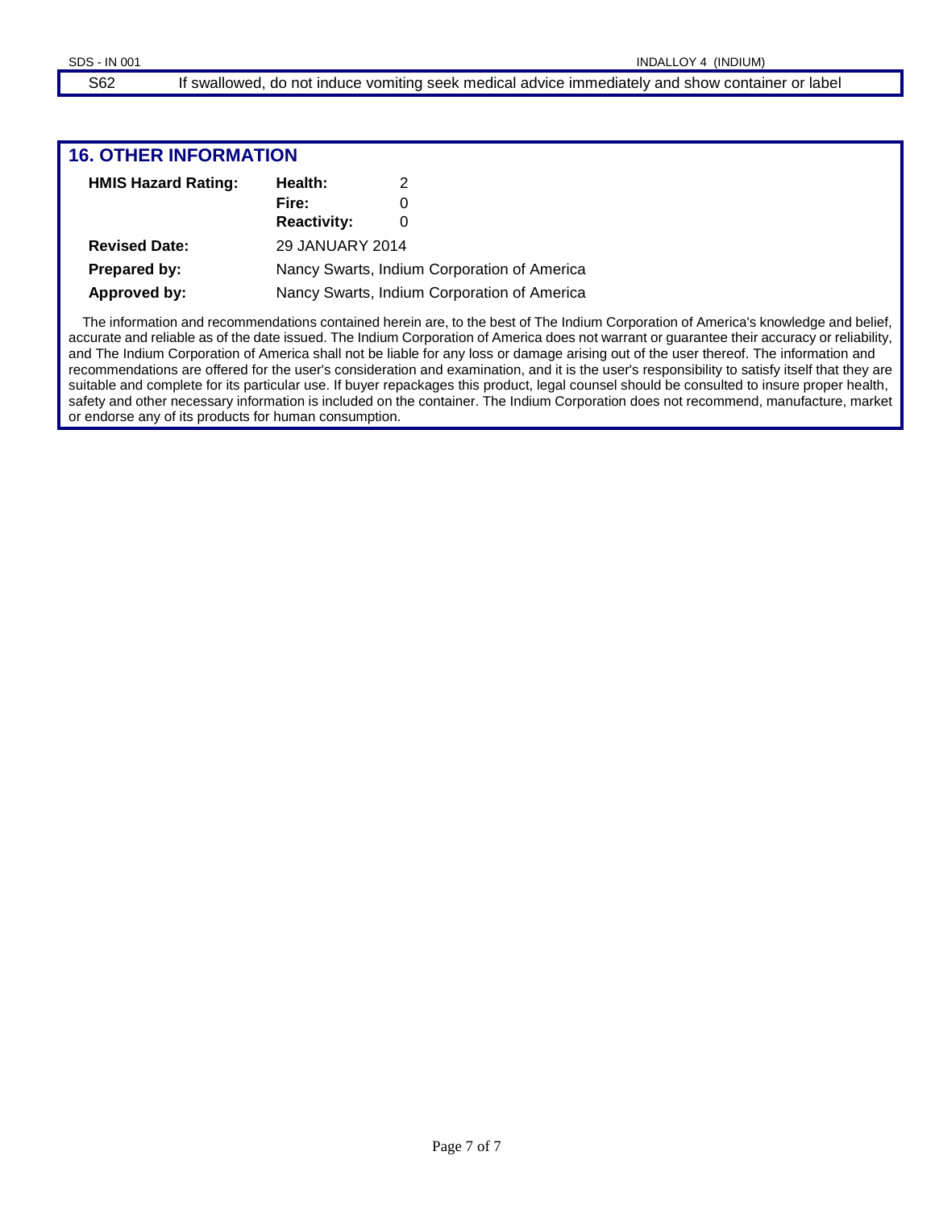| | |
|---|---|
| S62 | If swallowed, do not induce vomiting seek medical advice immediately and show container or label |

## 16. OTHER INFORMATION

| | | |
|---|---|---|
| **HMIS Hazard Rating:** | **Health:** | 2 |
| | **Fire:** | 0 |
| | **Reactivity:** | 0 |
| **Revised Date:** | 29 JANUARY 2014 | |
| **Prepared by:** | Nancy Swarts, Indium Corporation of America | |
| **Approved by:** | Nancy Swarts, Indium Corporation of America | |

The information and recommendations contained herein are, to the best of The Indium Corporation of America's knowledge and belief, accurate and reliable as of the date issued. The Indium Corporation of America does not warrant or guarantee their accuracy or reliability, and The Indium Corporation of America shall not be liable for any loss or damage arising out of the user thereof. The information and recommendations are offered for the user's consideration and examination, and it is the user's responsibility to satisfy itself that they are suitable and complete for its particular use. If buyer repackages this product, legal counsel should be consulted to insure proper health, safety and other necessary information is included on the container. The Indium Corporation does not recommend, manufacture, market or endorse any of its products for human consumption.